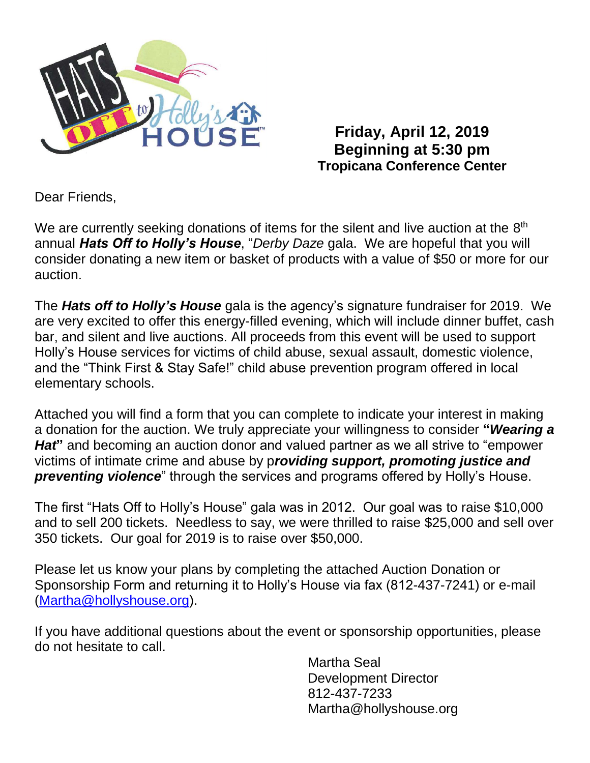HATS OFF to Holly's HOUSE™

**Friday, April 12, 2019**
**Beginning at 5:30 pm**
**Tropicana Conference Center**

Dear Friends,

We are currently seeking donations of items for the silent and live auction at the 8th annual ***Hats Off to Holly's House***, "*Derby Daze* gala. We are hopeful that you will consider donating a new item or basket of products with a value of $50 or more for our auction.

The ***Hats off to Holly's House*** gala is the agency's signature fundraiser for 2019. We are very excited to offer this energy-filled evening, which will include dinner buffet, cash bar, and silent and live auctions. All proceeds from this event will be used to support Holly's House services for victims of child abuse, sexual assault, domestic violence, and the "Think First & Stay Safe!" child abuse prevention program offered in local elementary schools.

Attached you will find a form that you can complete to indicate your interest in making a donation for the auction. We truly appreciate your willingness to consider **"*Wearing a Hat*"** and becoming an auction donor and valued partner as we all strive to "empower victims of intimate crime and abuse by p***roviding support, promoting justice and preventing violence***" through the services and programs offered by Holly's House.

The first "Hats Off to Holly's House" gala was in 2012. Our goal was to raise $10,000 and to sell 200 tickets. Needless to say, we were thrilled to raise $25,000 and sell over 350 tickets. Our goal for 2019 is to raise over $50,000.

Please let us know your plans by completing the attached Auction Donation or Sponsorship Form and returning it to Holly's House via fax (812-437-7241) or e-mail (Martha@hollyshouse.org).

If you have additional questions about the event or sponsorship opportunities, please do not hesitate to call.

Martha Seal
Development Director
812-437-7233
Martha@hollyshouse.org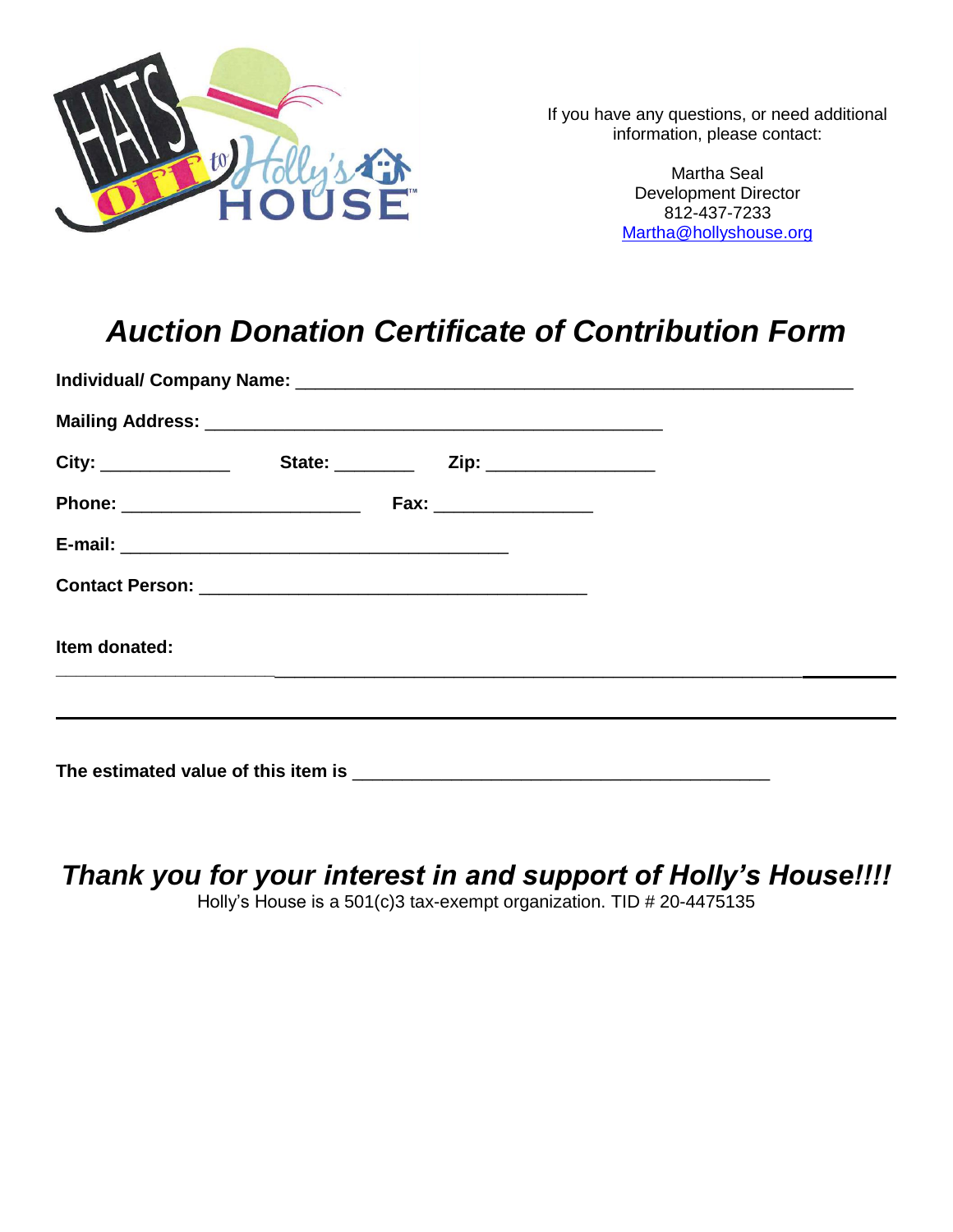If you have any questions, or need additional information, please contact:

Martha Seal
Development Director
812-437-7233
Martha@hollyshouse.org

# *Auction Donation Certificate of Contribution Form*

**Individual/ Company Name:** ________________________________________________________

**Mailing Address:** ______________________________________________

**City:** _____________ **State:** ________ **Zip:** ________________

**Phone:** ________________________ **Fax:** ________________

**E-mail:** ________________________________________

**Contact Person:** ________________________________________

**Item donated:**

______________________________________________________________________________________

______________________________________________________________________________________

**The estimated value of this item is** __________________________________________

***Thank you for your interest in and support of Holly's House!!!!***

Holly's House is a 501(c)3 tax-exempt organization. TID # 20-4475135